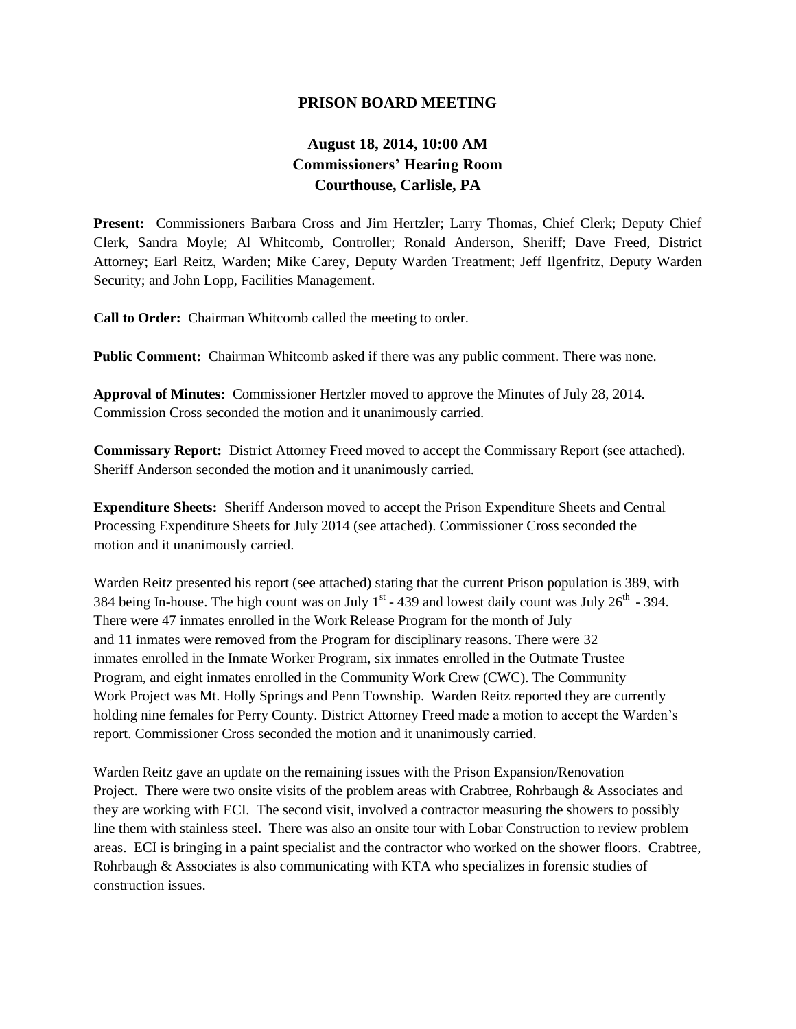# PRISON BOARD MEETING

## August 18, 2014, 10:00 AM
## Commissioners' Hearing Room
## Courthouse, Carlisle, PA

**Present:** Commissioners Barbara Cross and Jim Hertzler; Larry Thomas, Chief Clerk; Deputy Chief Clerk, Sandra Moyle; Al Whitcomb, Controller; Ronald Anderson, Sheriff; Dave Freed, District Attorney; Earl Reitz, Warden; Mike Carey, Deputy Warden Treatment; Jeff Ilgenfritz, Deputy Warden Security; and John Lopp, Facilities Management.

**Call to Order:** Chairman Whitcomb called the meeting to order.

**Public Comment:** Chairman Whitcomb asked if there was any public comment. There was none.

**Approval of Minutes:** Commissioner Hertzler moved to approve the Minutes of July 28, 2014. Commission Cross seconded the motion and it unanimously carried.

**Commissary Report:** District Attorney Freed moved to accept the Commissary Report (see attached). Sheriff Anderson seconded the motion and it unanimously carried.

**Expenditure Sheets:** Sheriff Anderson moved to accept the Prison Expenditure Sheets and Central Processing Expenditure Sheets for July 2014 (see attached). Commissioner Cross seconded the motion and it unanimously carried.

Warden Reitz presented his report (see attached) stating that the current Prison population is 389, with 384 being In-house. The high count was on July 1st - 439 and lowest daily count was July 26th - 394. There were 47 inmates enrolled in the Work Release Program for the month of July and 11 inmates were removed from the Program for disciplinary reasons. There were 32 inmates enrolled in the Inmate Worker Program, six inmates enrolled in the Outmate Trustee Program, and eight inmates enrolled in the Community Work Crew (CWC). The Community Work Project was Mt. Holly Springs and Penn Township. Warden Reitz reported they are currently holding nine females for Perry County. District Attorney Freed made a motion to accept the Warden's report. Commissioner Cross seconded the motion and it unanimously carried.

Warden Reitz gave an update on the remaining issues with the Prison Expansion/Renovation Project. There were two onsite visits of the problem areas with Crabtree, Rohrbaugh & Associates and they are working with ECI. The second visit, involved a contractor measuring the showers to possibly line them with stainless steel. There was also an onsite tour with Lobar Construction to review problem areas. ECI is bringing in a paint specialist and the contractor who worked on the shower floors. Crabtree, Rohrbaugh & Associates is also communicating with KTA who specializes in forensic studies of construction issues.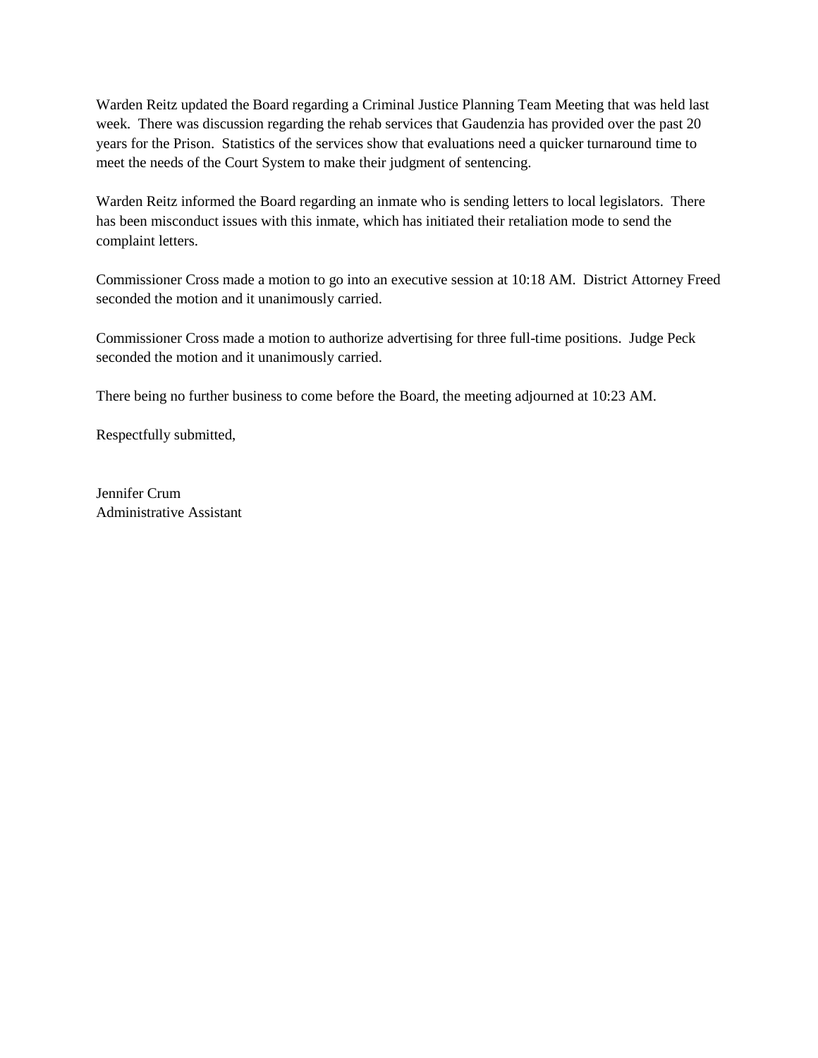Warden Reitz updated the Board regarding a Criminal Justice Planning Team Meeting that was held last week. There was discussion regarding the rehab services that Gaudenzia has provided over the past 20 years for the Prison. Statistics of the services show that evaluations need a quicker turnaround time to meet the needs of the Court System to make their judgment of sentencing.

Warden Reitz informed the Board regarding an inmate who is sending letters to local legislators. There has been misconduct issues with this inmate, which has initiated their retaliation mode to send the complaint letters.

Commissioner Cross made a motion to go into an executive session at 10:18 AM. District Attorney Freed seconded the motion and it unanimously carried.

Commissioner Cross made a motion to authorize advertising for three full-time positions. Judge Peck seconded the motion and it unanimously carried.

There being no further business to come before the Board, the meeting adjourned at 10:23 AM.

Respectfully submitted,

Jennifer Crum
Administrative Assistant